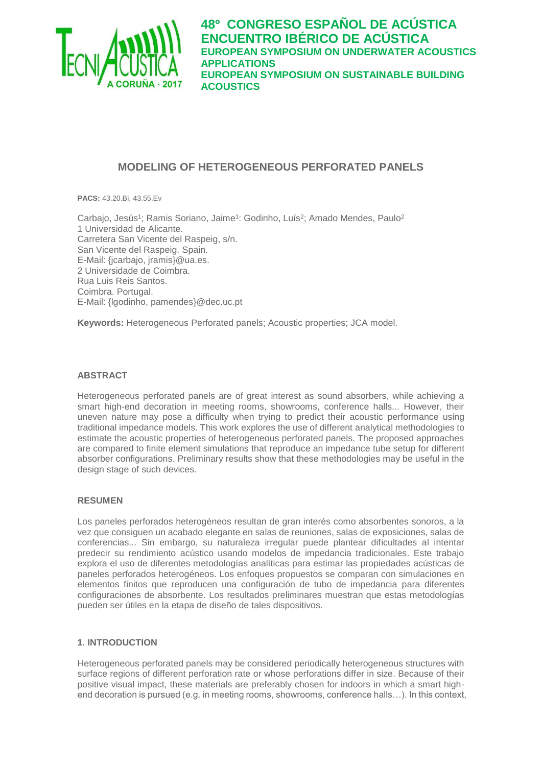# 48º CONGRESO ESPAÑOL DE ACÚSTICA
# ENCUENTRO IBÉRICO DE ACÚSTICA
## EUROPEAN SYMPOSIUM ON UNDERWATER ACOUSTICS APPLICATIONS
## EUROPEAN SYMPOSIUM ON SUSTAINABLE BUILDING ACOUSTICS

TECNIACUSTICA A CORUÑA · 2017

# MODELING OF HETEROGENEOUS PERFORATED PANELS

**PACS:** 43.20.Bi, 43.55.Ev

Carbajo, Jesús[1]; Ramis Soriano, Jaime[1]: Godinho, Luís[2]; Amado Mendes, Paulo[2]
1 Universidad de Alicante.
Carretera San Vicente del Raspeig, s/n.
San Vicente del Raspeig. Spain.
E-Mail: {jcarbajo, jramis}@ua.es.
2 Universidade de Coimbra.
Rua Luis Reis Santos.
Coimbra. Portugal.
E-Mail: {lgodinho, pamendes}@dec.uc.pt

**Keywords:** Heterogeneous Perforated panels; Acoustic properties; JCA model.

### ABSTRACT

Heterogeneous perforated panels are of great interest as sound absorbers, while achieving a smart high-end decoration in meeting rooms, showrooms, conference halls... However, their uneven nature may pose a difficulty when trying to predict their acoustic performance using traditional impedance models. This work explores the use of different analytical methodologies to estimate the acoustic properties of heterogeneous perforated panels. The proposed approaches are compared to finite element simulations that reproduce an impedance tube setup for different absorber configurations. Preliminary results show that these methodologies may be useful in the design stage of such devices.

### RESUMEN

Los paneles perforados heterogéneos resultan de gran interés como absorbentes sonoros, a la vez que consiguen un acabado elegante en salas de reuniones, salas de exposiciones, salas de conferencias... Sin embargo, su naturaleza irregular puede plantear dificultades al intentar predecir su rendimiento acústico usando modelos de impedancia tradicionales. Este trabajo explora el uso de diferentes metodologías analíticas para estimar las propiedades acústicas de paneles perforados heterogéneos. Los enfoques propuestos se comparan con simulaciones en elementos finitos que reproducen una configuración de tubo de impedancia para diferentes configuraciones de absorbente. Los resultados preliminares muestran que estas metodologías pueden ser útiles en la etapa de diseño de tales dispositivos.

### 1. INTRODUCTION

Heterogeneous perforated panels may be considered periodically heterogeneous structures with surface regions of different perforation rate or whose perforations differ in size. Because of their positive visual impact, these materials are preferably chosen for indoors in which a smart high-end decoration is pursued (e.g. in meeting rooms, showrooms, conference halls…). In this context,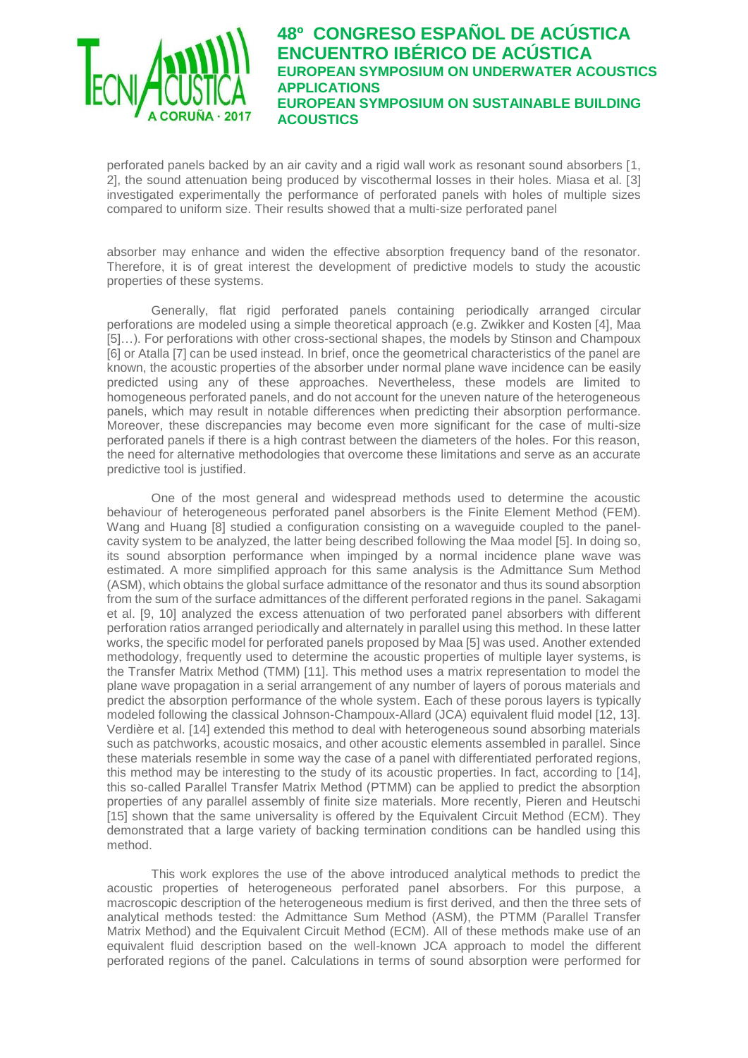perforated panels backed by an air cavity and a rigid wall work as resonant sound absorbers [1, 2], the sound attenuation being produced by viscothermal losses in their holes. Miasa et al. [3] investigated experimentally the performance of perforated panels with holes of multiple sizes compared to uniform size. Their results showed that a multi-size perforated panel

absorber may enhance and widen the effective absorption frequency band of the resonator. Therefore, it is of great interest the development of predictive models to study the acoustic properties of these systems.

Generally, flat rigid perforated panels containing periodically arranged circular perforations are modeled using a simple theoretical approach (e.g. Zwikker and Kosten [4], Maa [5]…). For perforations with other cross-sectional shapes, the models by Stinson and Champoux [6] or Atalla [7] can be used instead. In brief, once the geometrical characteristics of the panel are known, the acoustic properties of the absorber under normal plane wave incidence can be easily predicted using any of these approaches. Nevertheless, these models are limited to homogeneous perforated panels, and do not account for the uneven nature of the heterogeneous panels, which may result in notable differences when predicting their absorption performance. Moreover, these discrepancies may become even more significant for the case of multi-size perforated panels if there is a high contrast between the diameters of the holes. For this reason, the need for alternative methodologies that overcome these limitations and serve as an accurate predictive tool is justified.

One of the most general and widespread methods used to determine the acoustic behaviour of heterogeneous perforated panel absorbers is the Finite Element Method (FEM). Wang and Huang [8] studied a configuration consisting on a waveguide coupled to the panel-cavity system to be analyzed, the latter being described following the Maa model [5]. In doing so, its sound absorption performance when impinged by a normal incidence plane wave was estimated. A more simplified approach for this same analysis is the Admittance Sum Method (ASM), which obtains the global surface admittance of the resonator and thus its sound absorption from the sum of the surface admittances of the different perforated regions in the panel. Sakagami et al. [9, 10] analyzed the excess attenuation of two perforated panel absorbers with different perforation ratios arranged periodically and alternately in parallel using this method. In these latter works, the specific model for perforated panels proposed by Maa [5] was used. Another extended methodology, frequently used to determine the acoustic properties of multiple layer systems, is the Transfer Matrix Method (TMM) [11]. This method uses a matrix representation to model the plane wave propagation in a serial arrangement of any number of layers of porous materials and predict the absorption performance of the whole system. Each of these porous layers is typically modeled following the classical Johnson-Champoux-Allard (JCA) equivalent fluid model [12, 13]. Verdière et al. [14] extended this method to deal with heterogeneous sound absorbing materials such as patchworks, acoustic mosaics, and other acoustic elements assembled in parallel. Since these materials resemble in some way the case of a panel with differentiated perforated regions, this method may be interesting to the study of its acoustic properties. In fact, according to [14], this so-called Parallel Transfer Matrix Method (PTMM) can be applied to predict the absorption properties of any parallel assembly of finite size materials. More recently, Pieren and Heutschi [15] shown that the same universality is offered by the Equivalent Circuit Method (ECM). They demonstrated that a large variety of backing termination conditions can be handled using this method.

This work explores the use of the above introduced analytical methods to predict the acoustic properties of heterogeneous perforated panel absorbers. For this purpose, a macroscopic description of the heterogeneous medium is first derived, and then the three sets of analytical methods tested: the Admittance Sum Method (ASM), the PTMM (Parallel Transfer Matrix Method) and the Equivalent Circuit Method (ECM). All of these methods make use of an equivalent fluid description based on the well-known JCA approach to model the different perforated regions of the panel. Calculations in terms of sound absorption were performed for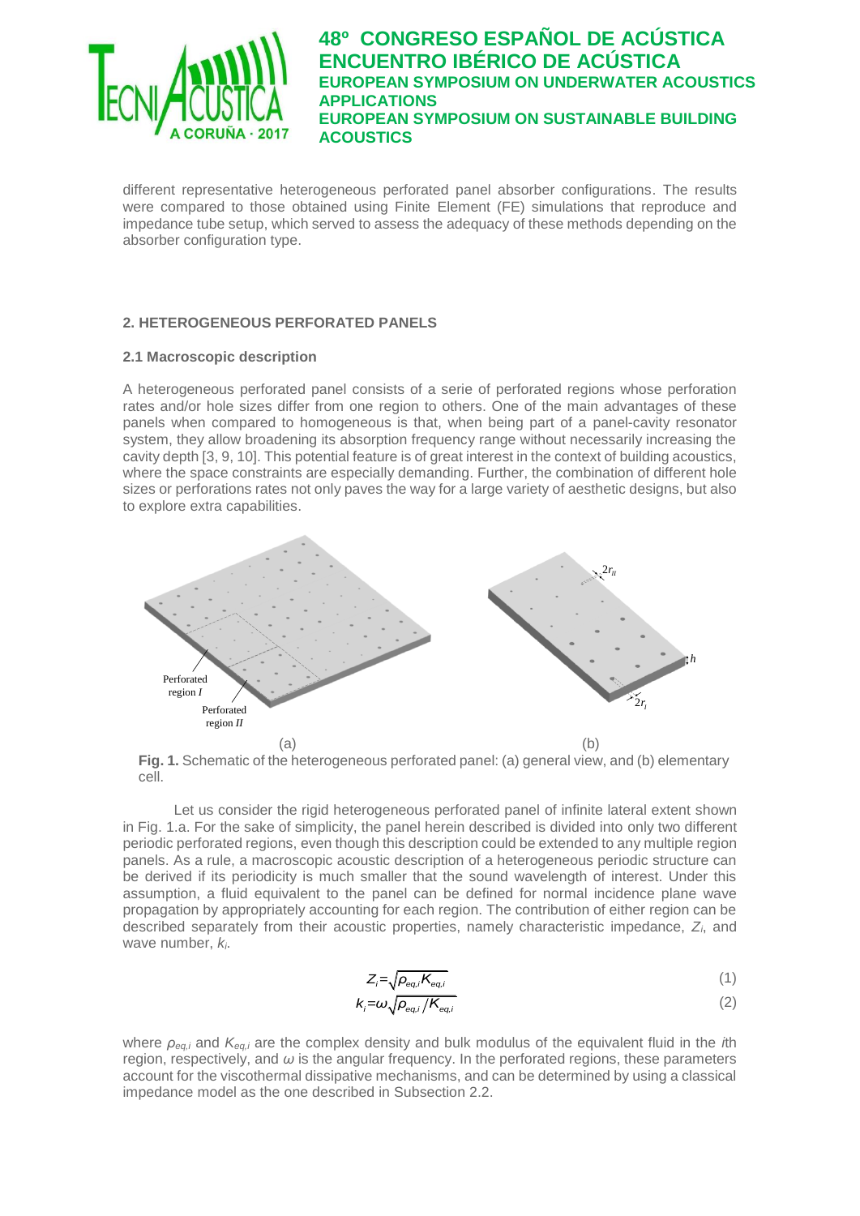different representative heterogeneous perforated panel absorber configurations. The results were compared to those obtained using Finite Element (FE) simulations that reproduce and impedance tube setup, which served to assess the adequacy of these methods depending on the absorber configuration type.

## 2. HETEROGENEOUS PERFORATED PANELS

### 2.1 Macroscopic description

A heterogeneous perforated panel consists of a serie of perforated regions whose perforation rates and/or hole sizes differ from one region to others. One of the main advantages of these panels when compared to homogeneous is that, when being part of a panel-cavity resonator system, they allow broadening its absorption frequency range without necessarily increasing the cavity depth [3, 9, 10]. This potential feature is of great interest in the context of building acoustics, where the space constraints are especially demanding. Further, the combination of different hole sizes or perforations rates not only paves the way for a large variety of aesthetic designs, but also to explore extra capabilities.

**Fig. 1.** Schematic of the heterogeneous perforated panel: (a) general view, and (b) elementary cell.

Let us consider the rigid heterogeneous perforated panel of infinite lateral extent shown in Fig. 1.a. For the sake of simplicity, the panel herein described is divided into only two different periodic perforated regions, even though this description could be extended to any multiple region panels. As a rule, a macroscopic acoustic description of a heterogeneous periodic structure can be derived if its periodicity is much smaller that the sound wavelength of interest. Under this assumption, a fluid equivalent to the panel can be defined for normal incidence plane wave propagation by appropriately accounting for each region. The contribution of either region can be described separately from their acoustic properties, namely characteristic impedance, $Z_i$, and wave number, $k_i$.

$$Z_i = \sqrt{\rho_{eq,i} K_{eq,i}} \tag{1}$$

$$k_i = \omega \sqrt{\rho_{eq,i} / K_{eq,i}} \tag{2}$$

where $\rho_{eq,i}$ and $K_{eq,i}$ are the complex density and bulk modulus of the equivalent fluid in the *i*th region, respectively, and $\omega$ is the angular frequency. In the perforated regions, these parameters account for the viscothermal dissipative mechanisms, and can be determined by using a classical impedance model as the one described in Subsection 2.2.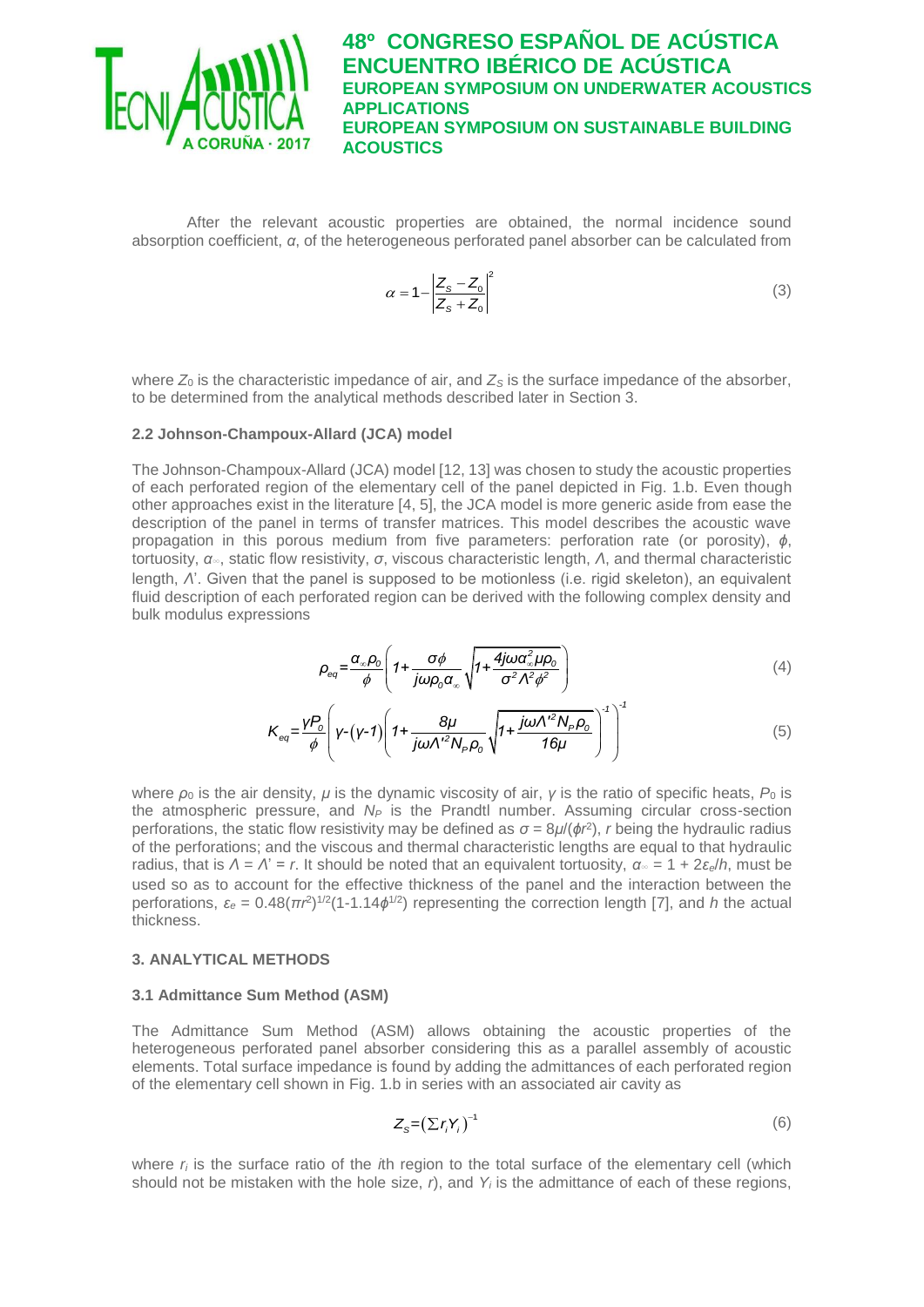After the relevant acoustic properties are obtained, the normal incidence sound absorption coefficient, $\alpha$, of the heterogeneous perforated panel absorber can be calculated from

$$\alpha = 1 - \left| \frac{Z_S - Z_0}{Z_S + Z_0} \right|^2 \tag{3}$$

where $Z_0$ is the characteristic impedance of air, and $Z_S$ is the surface impedance of the absorber, to be determined from the analytical methods described later in Section 3.

### 2.2 Johnson-Champoux-Allard (JCA) model

The Johnson-Champoux-Allard (JCA) model [12, 13] was chosen to study the acoustic properties of each perforated region of the elementary cell of the panel depicted in Fig. 1.b. Even though other approaches exist in the literature [4, 5], the JCA model is more generic aside from ease the description of the panel in terms of transfer matrices. This model describes the acoustic wave propagation in this porous medium from five parameters: perforation rate (or porosity), $\phi$, tortuosity, $\alpha_\infty$, static flow resistivity, $\sigma$, viscous characteristic length, $\Lambda$, and thermal characteristic length, $\Lambda'$. Given that the panel is supposed to be motionless (i.e. rigid skeleton), an equivalent fluid description of each perforated region can be derived with the following complex density and bulk modulus expressions

$$\rho_{eq} = \frac{\alpha_\infty \rho_0}{\phi} \left( 1 + \frac{\sigma \phi}{j\omega \rho_0 \alpha_\infty} \sqrt{1 + \frac{4j\omega \alpha_\infty^2 \mu \rho_0}{\sigma^2 \Lambda^2 \phi^2}} \right) \tag{4}$$

$$K_{eq} = \frac{\gamma P_0}{\phi} \left( \gamma - (\gamma - 1) \left( 1 + \frac{8\mu}{j\omega \Lambda'^2 N_P \rho_0} \sqrt{1 + \frac{j\omega \Lambda'^2 N_P \rho_0}{16\mu}} \right)^{-1} \right)^{-1} \tag{5}$$

where $\rho_0$ is the air density, $\mu$ is the dynamic viscosity of air, $\gamma$ is the ratio of specific heats, $P_0$ is the atmospheric pressure, and $N_P$ is the Prandtl number. Assuming circular cross-section perforations, the static flow resistivity may be defined as $\sigma = 8\mu/(\phi r^2)$, $r$ being the hydraulic radius of the perforations; and the viscous and thermal characteristic lengths are equal to that hydraulic radius, that is $\Lambda = \Lambda' = r$. It should be noted that an equivalent tortuosity, $\alpha_\infty = 1 + 2\varepsilon_e/h$, must be used so as to account for the effective thickness of the panel and the interaction between the perforations, $\varepsilon_e = 0.48(\pi r^2)^{1/2}(1\text{-}1.14\phi^{1/2})$ representing the correction length [7], and $h$ the actual thickness.

## 3. ANALYTICAL METHODS

### 3.1 Admittance Sum Method (ASM)

The Admittance Sum Method (ASM) allows obtaining the acoustic properties of the heterogeneous perforated panel absorber considering this as a parallel assembly of acoustic elements. Total surface impedance is found by adding the admittances of each perforated region of the elementary cell shown in Fig. 1.b in series with an associated air cavity as

$$Z_S = \left( \Sigma r_i Y_i \right)^{-1} \tag{6}$$

where $r_i$ is the surface ratio of the $i$th region to the total surface of the elementary cell (which should not be mistaken with the hole size, $r$), and $Y_i$ is the admittance of each of these regions,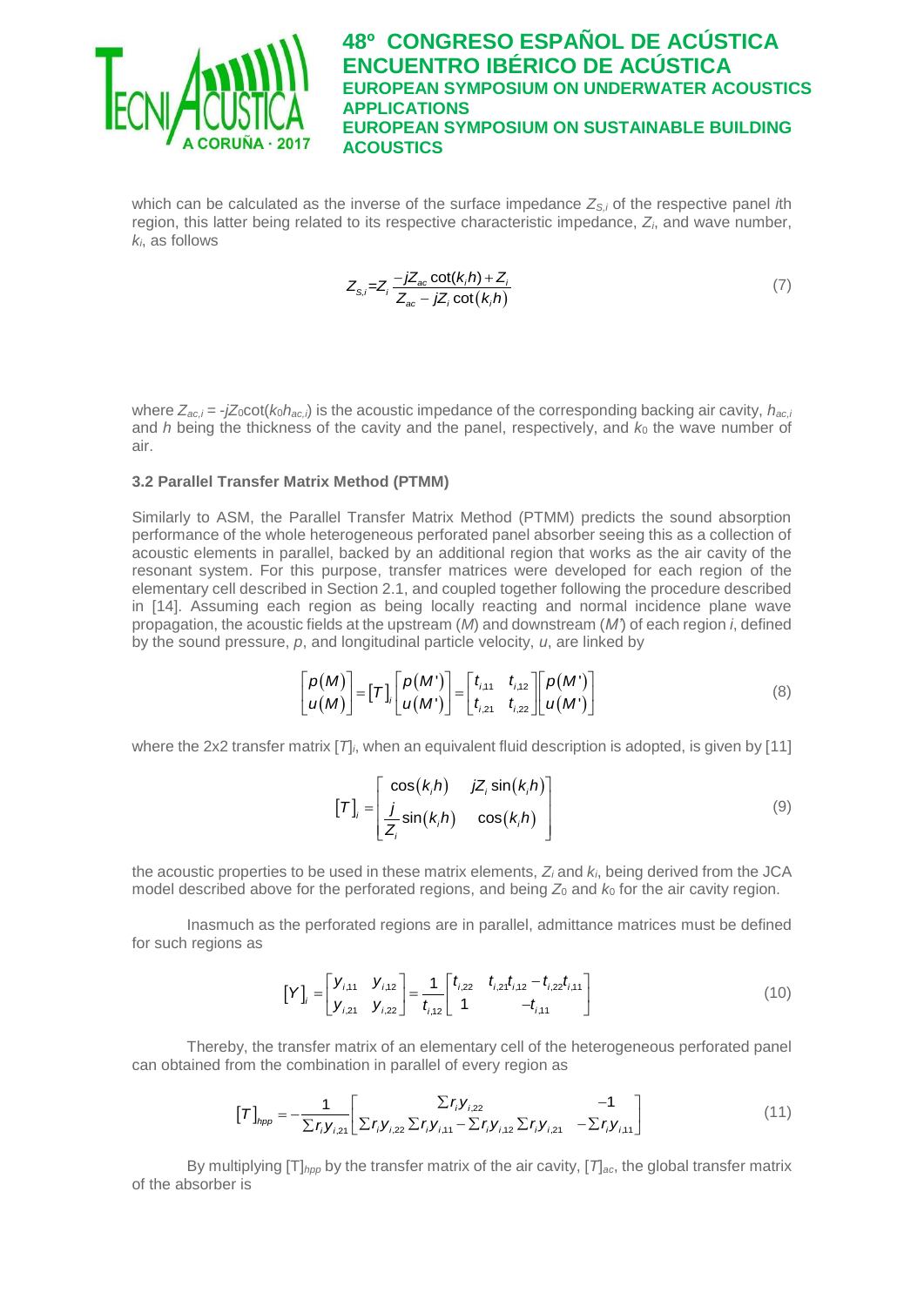which can be calculated as the inverse of the surface impedance $Z_{S,i}$ of the respective panel *i*th region, this latter being related to its respective characteristic impedance, $Z_i$, and wave number, $k_i$, as follows

$$Z_{S,i}=Z_i\frac{-jZ_{ac}\cot(k_ih)+Z_i}{Z_{ac}-jZ_i\cot(k_ih)} \tag{7}$$

where $Z_{ac,i} = -jZ_0\cot(k_0h_{ac,i})$ is the acoustic impedance of the corresponding backing air cavity, $h_{ac,i}$ and $h$ being the thickness of the cavity and the panel, respectively, and $k_0$ the wave number of air.

### 3.2 Parallel Transfer Matrix Method (PTMM)

Similarly to ASM, the Parallel Transfer Matrix Method (PTMM) predicts the sound absorption performance of the whole heterogeneous perforated panel absorber seeing this as a collection of acoustic elements in parallel, backed by an additional region that works as the air cavity of the resonant system. For this purpose, transfer matrices were developed for each region of the elementary cell described in Section 2.1, and coupled together following the procedure described in [14]. Assuming each region as being locally reacting and normal incidence plane wave propagation, the acoustic fields at the upstream (*M*) and downstream (*M'*) of each region *i*, defined by the sound pressure, *p*, and longitudinal particle velocity, *u*, are linked by

$$\begin{bmatrix} p(M) \\ u(M) \end{bmatrix} = [T]_i \begin{bmatrix} p(M') \\ u(M') \end{bmatrix} = \begin{bmatrix} t_{i,11} & t_{i,12} \\ t_{i,21} & t_{i,22} \end{bmatrix} \begin{bmatrix} p(M') \\ u(M') \end{bmatrix} \tag{8}$$

where the 2x2 transfer matrix $[T]_i$, when an equivalent fluid description is adopted, is given by [11]

$$[T]_i = \begin{bmatrix} \cos(k_ih) & jZ_i\sin(k_ih) \\ \dfrac{j}{Z_i}\sin(k_ih) & \cos(k_ih) \end{bmatrix} \tag{9}$$

the acoustic properties to be used in these matrix elements, $Z_i$ and $k_i$, being derived from the JCA model described above for the perforated regions, and being $Z_0$ and $k_0$ for the air cavity region.

Inasmuch as the perforated regions are in parallel, admittance matrices must be defined for such regions as

$$[Y]_i = \begin{bmatrix} y_{i,11} & y_{i,12} \\ y_{i,21} & y_{i,22} \end{bmatrix} = \frac{1}{t_{i,12}} \begin{bmatrix} t_{i,22} & t_{i,21}t_{i,12} - t_{i,22}t_{i,11} \\ 1 & -t_{i,11} \end{bmatrix} \tag{10}$$

Thereby, the transfer matrix of an elementary cell of the heterogeneous perforated panel can obtained from the combination in parallel of every region as

$$[T]_{hpp} = -\frac{1}{\sum r_i y_{i,21}} \begin{bmatrix} \sum r_i y_{i,22} & -1 \\ \sum r_i y_{i,22}\sum r_i y_{i,11} - \sum r_i y_{i,12}\sum r_i y_{i,21} & -\sum r_i y_{i,11} \end{bmatrix} \tag{11}$$

By multiplying $[T]_{hpp}$ by the transfer matrix of the air cavity, $[T]_{ac}$, the global transfer matrix of the absorber is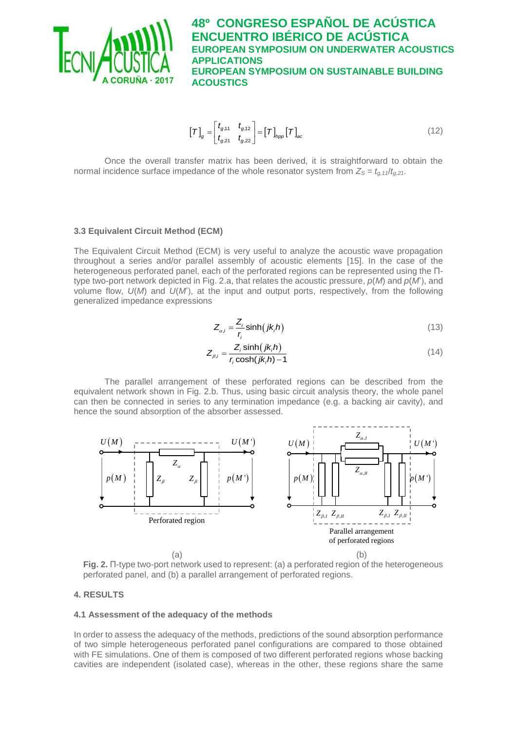$$[T]_g = \begin{bmatrix} t_{g,11} & t_{g,12} \\ t_{g,21} & t_{g,22} \end{bmatrix} = [T]_{hpp}[T]_{ac} \tag{12}$$

Once the overall transfer matrix has been derived, it is straightforward to obtain the normal incidence surface impedance of the whole resonator system from $Z_S = t_{g,11}/t_{g,21}$.

### 3.3 Equivalent Circuit Method (ECM)

The Equivalent Circuit Method (ECM) is very useful to analyze the acoustic wave propagation throughout a series and/or parallel assembly of acoustic elements [15]. In the case of the heterogeneous perforated panel, each of the perforated regions can be represented using the Π-type two-port network depicted in Fig. 2.a, that relates the acoustic pressure, $p(M)$ and $p(M')$, and volume flow, $U(M)$ and $U(M')$, at the input and output ports, respectively, from the following generalized impedance expressions

$$Z_{\alpha,i} = \frac{Z_i}{r_i}\sinh(jk_i h) \tag{13}$$

$$Z_{\beta,i} = \frac{Z_i \sinh(jk_i h)}{r_i \cosh(jk_i h) - 1} \tag{14}$$

The parallel arrangement of these perforated regions can be described from the equivalent network shown in Fig. 2.b. Thus, using basic circuit analysis theory, the whole panel can then be connected in series to any termination impedance (e.g. a backing air cavity), and hence the sound absorption of the absorber assessed.

(a) (b)

**Fig. 2.** Π-type two-port network used to represent: (a) a perforated region of the heterogeneous perforated panel, and (b) a parallel arrangement of perforated regions.

## 4. RESULTS

### 4.1 Assessment of the adequacy of the methods

In order to assess the adequacy of the methods, predictions of the sound absorption performance of two simple heterogeneous perforated panel configurations are compared to those obtained with FE simulations. One of them is composed of two different perforated regions whose backing cavities are independent (isolated case), whereas in the other, these regions share the same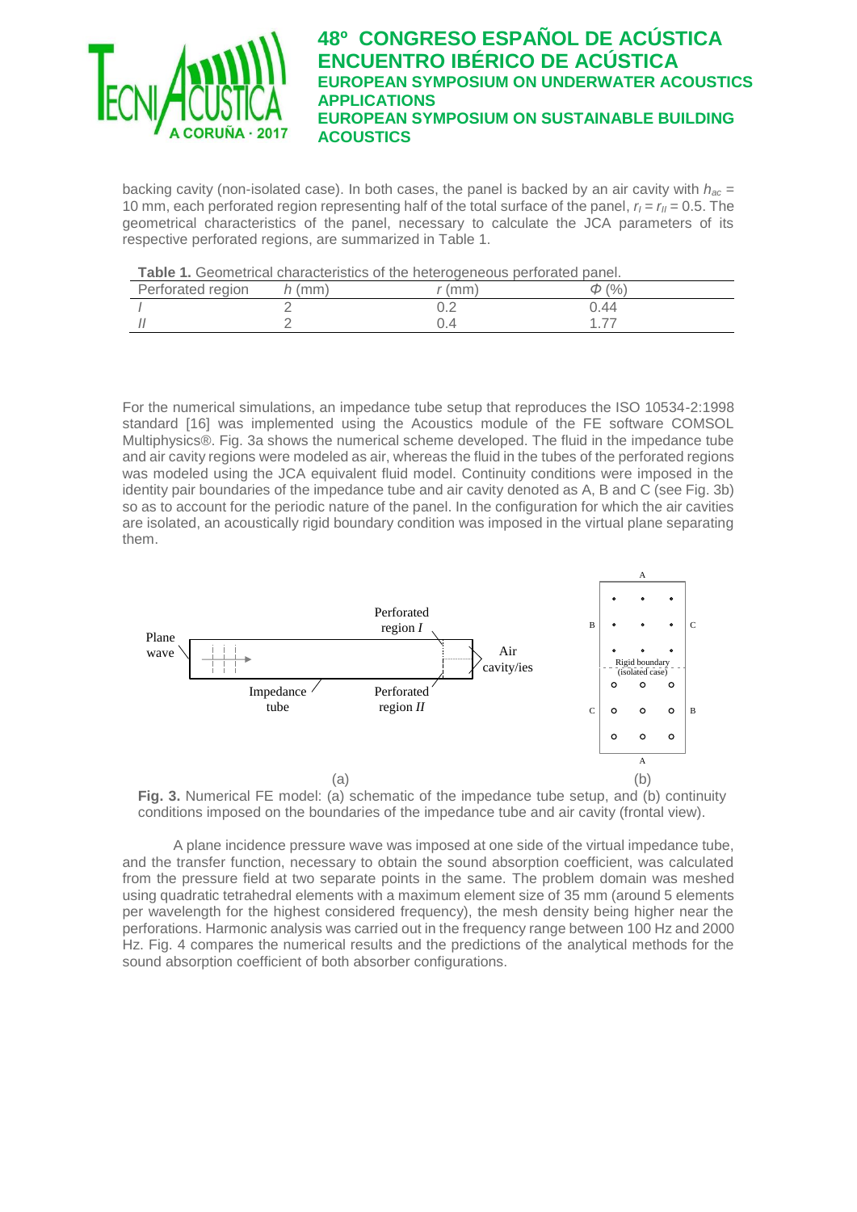backing cavity (non-isolated case). In both cases, the panel is backed by an air cavity with $h_{ac}$ = 10 mm, each perforated region representing half of the total surface of the panel, $r_I = r_{II} = 0.5$. The geometrical characteristics of the panel, necessary to calculate the JCA parameters of its respective perforated regions, are summarized in Table 1.

**Table 1.** Geometrical characteristics of the heterogeneous perforated panel.

| Perforated region | $h$ (mm) | $r$ (mm) | $\Phi$ (%) |
|---|---|---|---|
| *I* | 2 | 0.2 | 0.44 |
| *II* | 2 | 0.4 | 1.77 |

For the numerical simulations, an impedance tube setup that reproduces the ISO 10534-2:1998 standard [16] was implemented using the Acoustics module of the FE software COMSOL Multiphysics®. Fig. 3a shows the numerical scheme developed. The fluid in the impedance tube and air cavity regions were modeled as air, whereas the fluid in the tubes of the perforated regions was modeled using the JCA equivalent fluid model. Continuity conditions were imposed in the identity pair boundaries of the impedance tube and air cavity denoted as A, B and C (see Fig. 3b) so as to account for the periodic nature of the panel. In the configuration for which the air cavities are isolated, an acoustically rigid boundary condition was imposed in the virtual plane separating them.

**Fig. 3.** Numerical FE model: (a) schematic of the impedance tube setup, and (b) continuity conditions imposed on the boundaries of the impedance tube and air cavity (frontal view).

A plane incidence pressure wave was imposed at one side of the virtual impedance tube, and the transfer function, necessary to obtain the sound absorption coefficient, was calculated from the pressure field at two separate points in the same. The problem domain was meshed using quadratic tetrahedral elements with a maximum element size of 35 mm (around 5 elements per wavelength for the highest considered frequency), the mesh density being higher near the perforations. Harmonic analysis was carried out in the frequency range between 100 Hz and 2000 Hz. Fig. 4 compares the numerical results and the predictions of the analytical methods for the sound absorption coefficient of both absorber configurations.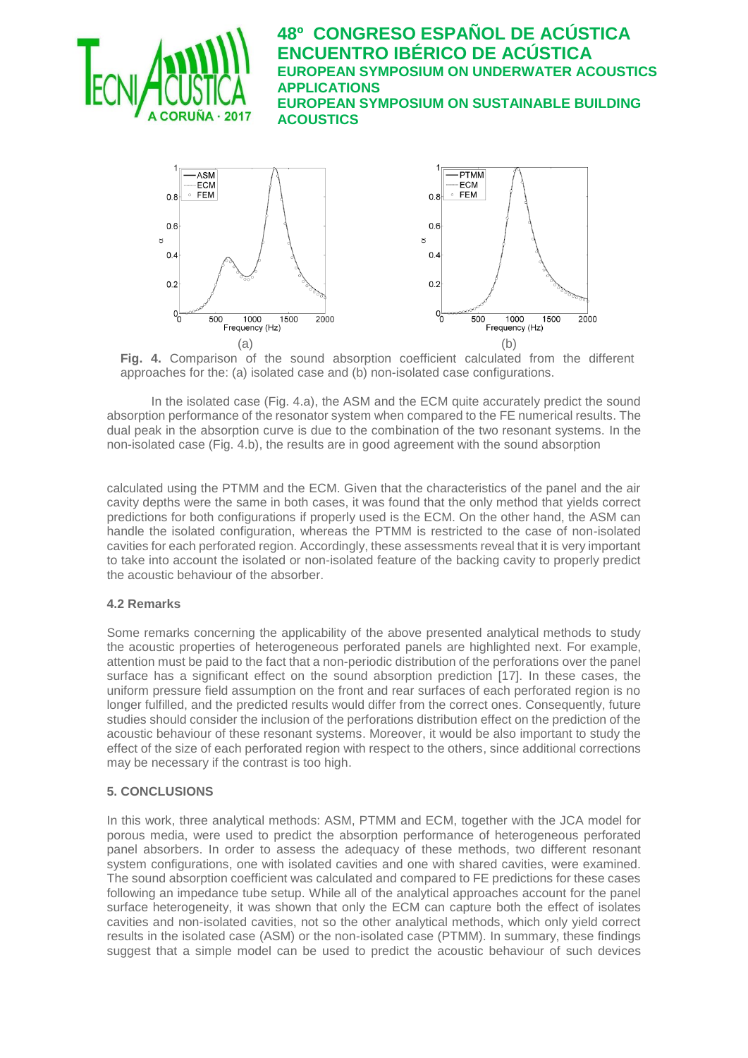**Fig. 4.** Comparison of the sound absorption coefficient calculated from the different approaches for the: (a) isolated case and (b) non-isolated case configurations.

In the isolated case (Fig. 4.a), the ASM and the ECM quite accurately predict the sound absorption performance of the resonator system when compared to the FE numerical results. The dual peak in the absorption curve is due to the combination of the two resonant systems. In the non-isolated case (Fig. 4.b), the results are in good agreement with the sound absorption calculated using the PTMM and the ECM. Given that the characteristics of the panel and the air cavity depths were the same in both cases, it was found that the only method that yields correct predictions for both configurations if properly used is the ECM. On the other hand, the ASM can handle the isolated configuration, whereas the PTMM is restricted to the case of non-isolated cavities for each perforated region. Accordingly, these assessments reveal that it is very important to take into account the isolated or non-isolated feature of the backing cavity to properly predict the acoustic behaviour of the absorber.

### 4.2 Remarks

Some remarks concerning the applicability of the above presented analytical methods to study the acoustic properties of heterogeneous perforated panels are highlighted next. For example, attention must be paid to the fact that a non-periodic distribution of the perforations over the panel surface has a significant effect on the sound absorption prediction [17]. In these cases, the uniform pressure field assumption on the front and rear surfaces of each perforated region is no longer fulfilled, and the predicted results would differ from the correct ones. Consequently, future studies should consider the inclusion of the perforations distribution effect on the prediction of the acoustic behaviour of these resonant systems. Moreover, it would be also important to study the effect of the size of each perforated region with respect to the others, since additional corrections may be necessary if the contrast is too high.

## 5. CONCLUSIONS

In this work, three analytical methods: ASM, PTMM and ECM, together with the JCA model for porous media, were used to predict the absorption performance of heterogeneous perforated panel absorbers. In order to assess the adequacy of these methods, two different resonant system configurations, one with isolated cavities and one with shared cavities, were examined. The sound absorption coefficient was calculated and compared to FE predictions for these cases following an impedance tube setup. While all of the analytical approaches account for the panel surface heterogeneity, it was shown that only the ECM can capture both the effect of isolates cavities and non-isolated cavities, not so the other analytical methods, which only yield correct results in the isolated case (ASM) or the non-isolated case (PTMM). In summary, these findings suggest that a simple model can be used to predict the acoustic behaviour of such devices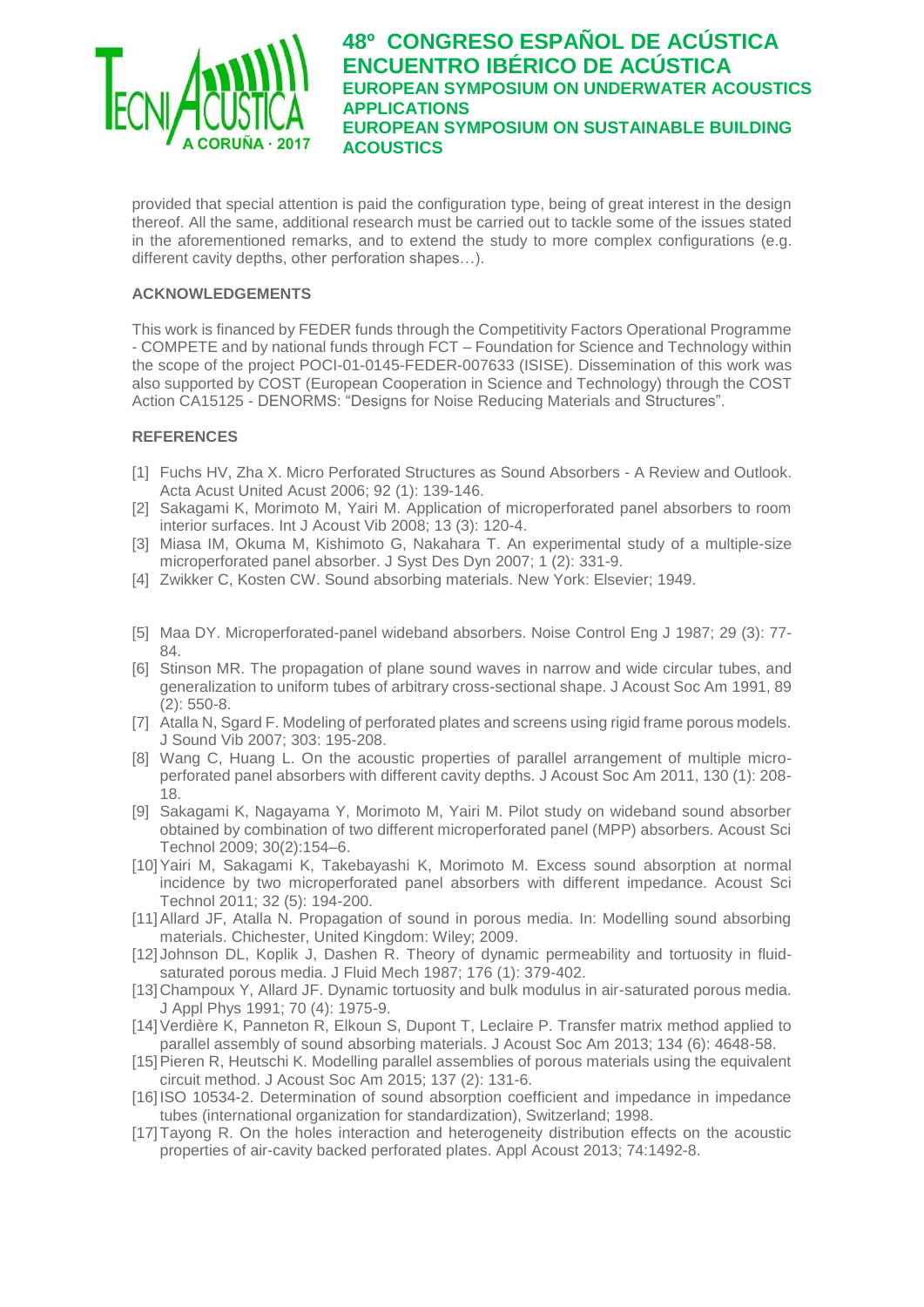provided that special attention is paid the configuration type, being of great interest in the design thereof. All the same, additional research must be carried out to tackle some of the issues stated in the aforementioned remarks, and to extend the study to more complex configurations (e.g. different cavity depths, other perforation shapes…).

**ACKNOWLEDGEMENTS**

This work is financed by FEDER funds through the Competitivity Factors Operational Programme - COMPETE and by national funds through FCT – Foundation for Science and Technology within the scope of the project POCI-01-0145-FEDER-007633 (ISISE). Dissemination of this work was also supported by COST (European Cooperation in Science and Technology) through the COST Action CA15125 - DENORMS: “Designs for Noise Reducing Materials and Structures”.

**REFERENCES**

[1] Fuchs HV, Zha X. Micro Perforated Structures as Sound Absorbers - A Review and Outlook. Acta Acust United Acust 2006; 92 (1): 139-146.

[2] Sakagami K, Morimoto M, Yairi M. Application of microperforated panel absorbers to room interior surfaces. Int J Acoust Vib 2008; 13 (3): 120-4.

[3] Miasa IM, Okuma M, Kishimoto G, Nakahara T. An experimental study of a multiple-size microperforated panel absorber. J Syst Des Dyn 2007; 1 (2): 331-9.

[4] Zwikker C, Kosten CW. Sound absorbing materials. New York: Elsevier; 1949.

[5] Maa DY. Microperforated-panel wideband absorbers. Noise Control Eng J 1987; 29 (3): 77-84.

[6] Stinson MR. The propagation of plane sound waves in narrow and wide circular tubes, and generalization to uniform tubes of arbitrary cross-sectional shape. J Acoust Soc Am 1991, 89 (2): 550-8.

[7] Atalla N, Sgard F. Modeling of perforated plates and screens using rigid frame porous models. J Sound Vib 2007; 303: 195-208.

[8] Wang C, Huang L. On the acoustic properties of parallel arrangement of multiple micro-perforated panel absorbers with different cavity depths. J Acoust Soc Am 2011, 130 (1): 208-18.

[9] Sakagami K, Nagayama Y, Morimoto M, Yairi M. Pilot study on wideband sound absorber obtained by combination of two different microperforated panel (MPP) absorbers. Acoust Sci Technol 2009; 30(2):154–6.

[10] Yairi M, Sakagami K, Takebayashi K, Morimoto M. Excess sound absorption at normal incidence by two microperforated panel absorbers with different impedance. Acoust Sci Technol 2011; 32 (5): 194-200.

[11] Allard JF, Atalla N. Propagation of sound in porous media. In: Modelling sound absorbing materials. Chichester, United Kingdom: Wiley; 2009.

[12] Johnson DL, Koplik J, Dashen R. Theory of dynamic permeability and tortuosity in fluid-saturated porous media. J Fluid Mech 1987; 176 (1): 379-402.

[13] Champoux Y, Allard JF. Dynamic tortuosity and bulk modulus in air-saturated porous media. J Appl Phys 1991; 70 (4): 1975-9.

[14] Verdière K, Panneton R, Elkoun S, Dupont T, Leclaire P. Transfer matrix method applied to parallel assembly of sound absorbing materials. J Acoust Soc Am 2013; 134 (6): 4648-58.

[15] Pieren R, Heutschi K. Modelling parallel assemblies of porous materials using the equivalent circuit method. J Acoust Soc Am 2015; 137 (2): 131-6.

[16] ISO 10534-2. Determination of sound absorption coefficient and impedance in impedance tubes (international organization for standardization), Switzerland; 1998.

[17] Tayong R. On the holes interaction and heterogeneity distribution effects on the acoustic properties of air-cavity backed perforated plates. Appl Acoust 2013; 74:1492-8.